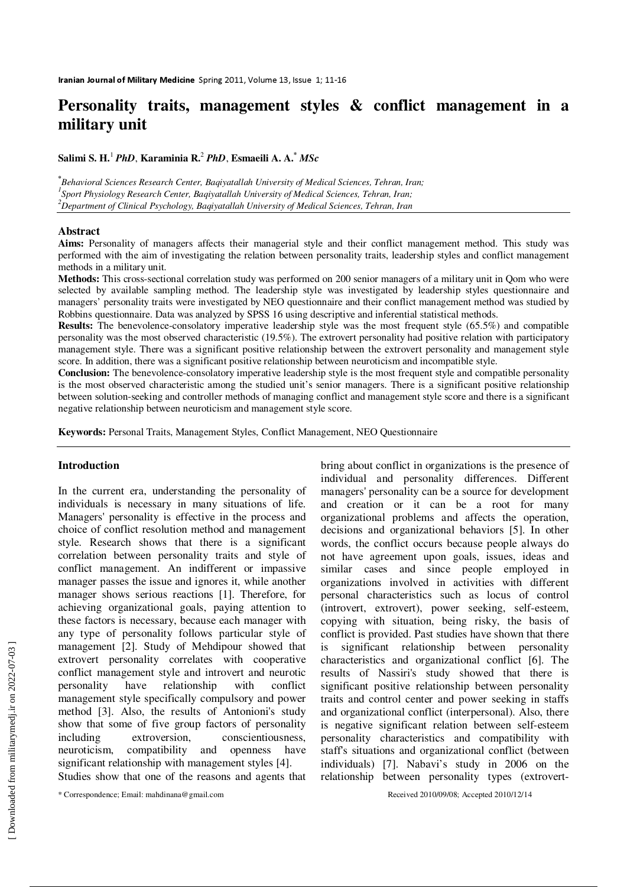# Personality traits, management styles & conflict management in a military unit

**Salimi S. H.**[1] ***PhD***, **Karaminia R.**[2] ***PhD***, **Esmaeili A. A.**[*] ***MSc***

[*] *Behavioral Sciences Research Center, Baqiyatallah University of Medical Sciences, Tehran, Iran;*
[1] *Sport Physiology Research Center, Baqiyatallah University of Medical Sciences, Tehran, Iran;*
[2] *Department of Clinical Psychology, Baqiyatallah University of Medical Sciences, Tehran, Iran*

## Abstract

**Aims:** Personality of managers affects their managerial style and their conflict management method. This study was performed with the aim of investigating the relation between personality traits, leadership styles and conflict management methods in a military unit.

**Methods:** This cross-sectional correlation study was performed on 200 senior managers of a military unit in Qom who were selected by available sampling method. The leadership style was investigated by leadership styles questionnaire and managers' personality traits were investigated by NEO questionnaire and their conflict management method was studied by Robbins questionnaire. Data was analyzed by SPSS 16 using descriptive and inferential statistical methods.

**Results:** The benevolence-consolatory imperative leadership style was the most frequent style (65.5%) and compatible personality was the most observed characteristic (19.5%). The extrovert personality had positive relation with participatory management style. There was a significant positive relationship between the extrovert personality and management style score. In addition, there was a significant positive relationship between neuroticism and incompatible style.

**Conclusion:** The benevolence-consolatory imperative leadership style is the most frequent style and compatible personality is the most observed characteristic among the studied unit's senior managers. There is a significant positive relationship between solution-seeking and controller methods of managing conflict and management style score and there is a significant negative relationship between neuroticism and management style score.

**Keywords:** Personal Traits, Management Styles, Conflict Management, NEO Questionnaire

## Introduction

In the current era, understanding the personality of individuals is necessary in many situations of life. Managers' personality is effective in the process and choice of conflict resolution method and management style. Research shows that there is a significant correlation between personality traits and style of conflict management. An indifferent or impassive manager passes the issue and ignores it, while another manager shows serious reactions [1]. Therefore, for achieving organizational goals, paying attention to these factors is necessary, because each manager with any type of personality follows particular style of management [2]. Study of Mehdipour showed that extrovert personality correlates with cooperative conflict management style and introvert and neurotic personality have relationship with conflict management style specifically compulsory and power method [3]. Also, the results of Antonioni's study show that some of five group factors of personality including extroversion, conscientiousness, neuroticism, compatibility and openness have significant relationship with management styles [4].

Studies show that one of the reasons and agents that bring about conflict in organizations is the presence of individual and personality differences. Different managers' personality can be a source for development and creation or it can be a root for many organizational problems and affects the operation, decisions and organizational behaviors [5]. In other words, the conflict occurs because people always do not have agreement upon goals, issues, ideas and similar cases and since people employed in organizations involved in activities with different personal characteristics such as locus of control (introvert, extrovert), power seeking, self-esteem, copying with situation, being risky, the basis of conflict is provided. Past studies have shown that there is significant relationship between personality characteristics and organizational conflict [6]. The results of Nassiri's study showed that there is significant positive relationship between personality traits and control center and power seeking in staffs and organizational conflict (interpersonal). Also, there is negative significant relation between self-esteem personality characteristics and compatibility with staff's situations and organizational conflict (between individuals) [7]. Nabavi's study in 2006 on the relationship between personality types (extrovert-

\* Correspondence; Email: mahdinana@gmail.com

Received 2010/09/08; Accepted 2010/12/14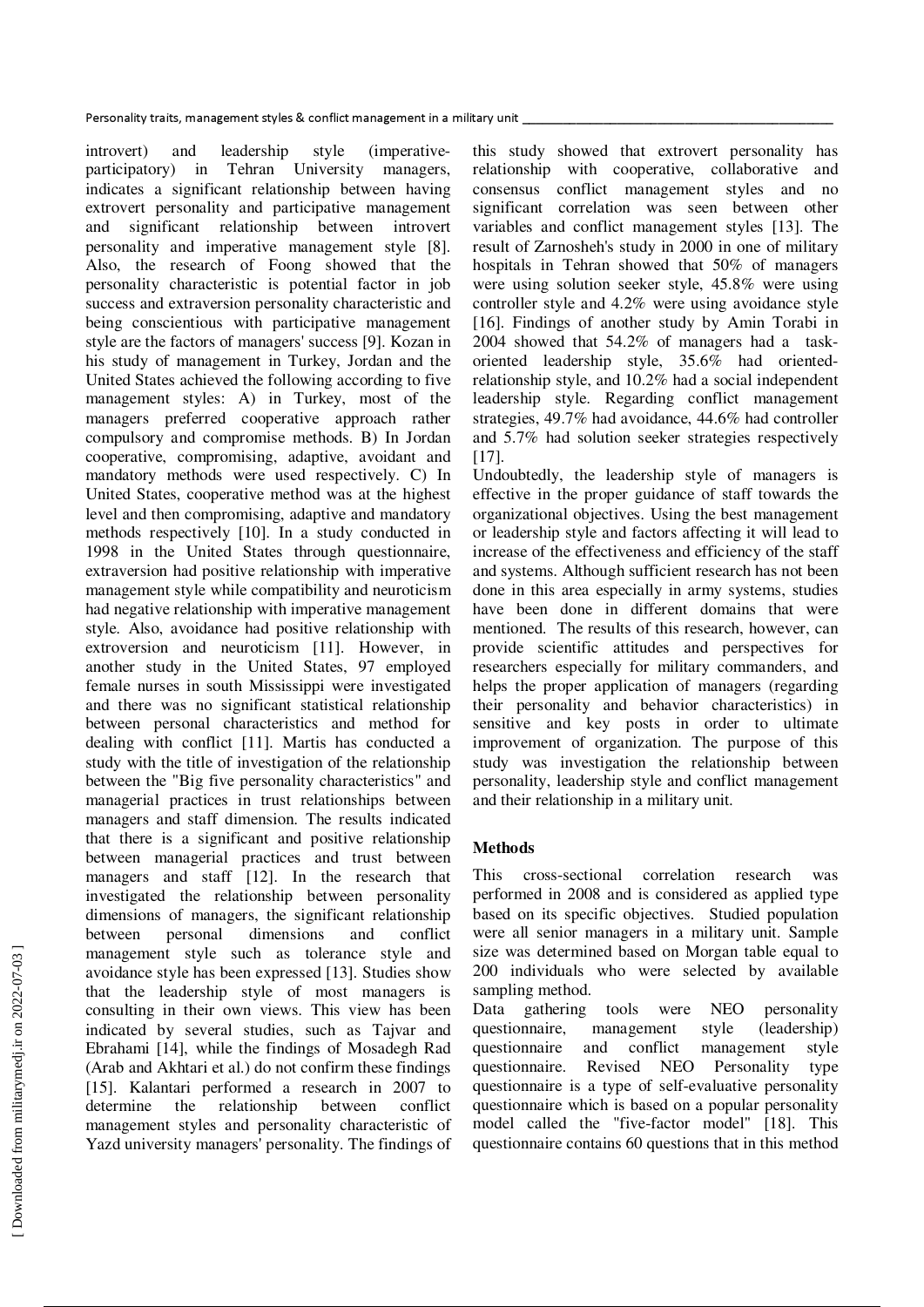introvert) and leadership style (imperative-participatory) in Tehran University managers, indicates a significant relationship between having extrovert personality and participative management and significant relationship between introvert personality and imperative management style [8]. Also, the research of Foong showed that the personality characteristic is potential factor in job success and extraversion personality characteristic and being conscientious with participative management style are the factors of managers' success [9]. Kozan in his study of management in Turkey, Jordan and the United States achieved the following according to five management styles: A) in Turkey, most of the managers preferred cooperative approach rather compulsory and compromise methods. B) In Jordan cooperative, compromising, adaptive, avoidant and mandatory methods were used respectively. C) In United States, cooperative method was at the highest level and then compromising, adaptive and mandatory methods respectively [10]. In a study conducted in 1998 in the United States through questionnaire, extraversion had positive relationship with imperative management style while compatibility and neuroticism had negative relationship with imperative management style. Also, avoidance had positive relationship with extroversion and neuroticism [11]. However, in another study in the United States, 97 employed female nurses in south Mississippi were investigated and there was no significant statistical relationship between personal characteristics and method for dealing with conflict [11]. Martis has conducted a study with the title of investigation of the relationship between the "Big five personality characteristics" and managerial practices in trust relationships between managers and staff dimension. The results indicated that there is a significant and positive relationship between managerial practices and trust between managers and staff [12]. In the research that investigated the relationship between personality dimensions of managers, the significant relationship between personal dimensions and conflict management style such as tolerance style and avoidance style has been expressed [13]. Studies show that the leadership style of most managers is consulting in their own views. This view has been indicated by several studies, such as Tajvar and Ebrahami [14], while the findings of Mosadegh Rad (Arab and Akhtari et al.) do not confirm these findings [15]. Kalantari performed a research in 2007 to determine the relationship between conflict management styles and personality characteristic of Yazd university managers' personality. The findings of this study showed that extrovert personality has relationship with cooperative, collaborative and consensus conflict management styles and no significant correlation was seen between other variables and conflict management styles [13]. The result of Zarnosheh's study in 2000 in one of military hospitals in Tehran showed that 50% of managers were using solution seeker style, 45.8% were using controller style and 4.2% were using avoidance style [16]. Findings of another study by Amin Torabi in 2004 showed that 54.2% of managers had a task-oriented leadership style, 35.6% had oriented-relationship style, and 10.2% had a social independent leadership style. Regarding conflict management strategies, 49.7% had avoidance, 44.6% had controller and 5.7% had solution seeker strategies respectively [17].

Undoubtedly, the leadership style of managers is effective in the proper guidance of staff towards the organizational objectives. Using the best management or leadership style and factors affecting it will lead to increase of the effectiveness and efficiency of the staff and systems. Although sufficient research has not been done in this area especially in army systems, studies have been done in different domains that were mentioned. The results of this research, however, can provide scientific attitudes and perspectives for researchers especially for military commanders, and helps the proper application of managers (regarding their personality and behavior characteristics) in sensitive and key posts in order to ultimate improvement of organization. The purpose of this study was investigation the relationship between personality, leadership style and conflict management and their relationship in a military unit.

## Methods

This cross-sectional correlation research was performed in 2008 and is considered as applied type based on its specific objectives. Studied population were all senior managers in a military unit. Sample size was determined based on Morgan table equal to 200 individuals who were selected by available sampling method.

Data gathering tools were NEO personality questionnaire, management style (leadership) questionnaire and conflict management style questionnaire. Revised NEO Personality type questionnaire is a type of self-evaluative personality questionnaire which is based on a popular personality model called the "five-factor model" [18]. This questionnaire contains 60 questions that in this method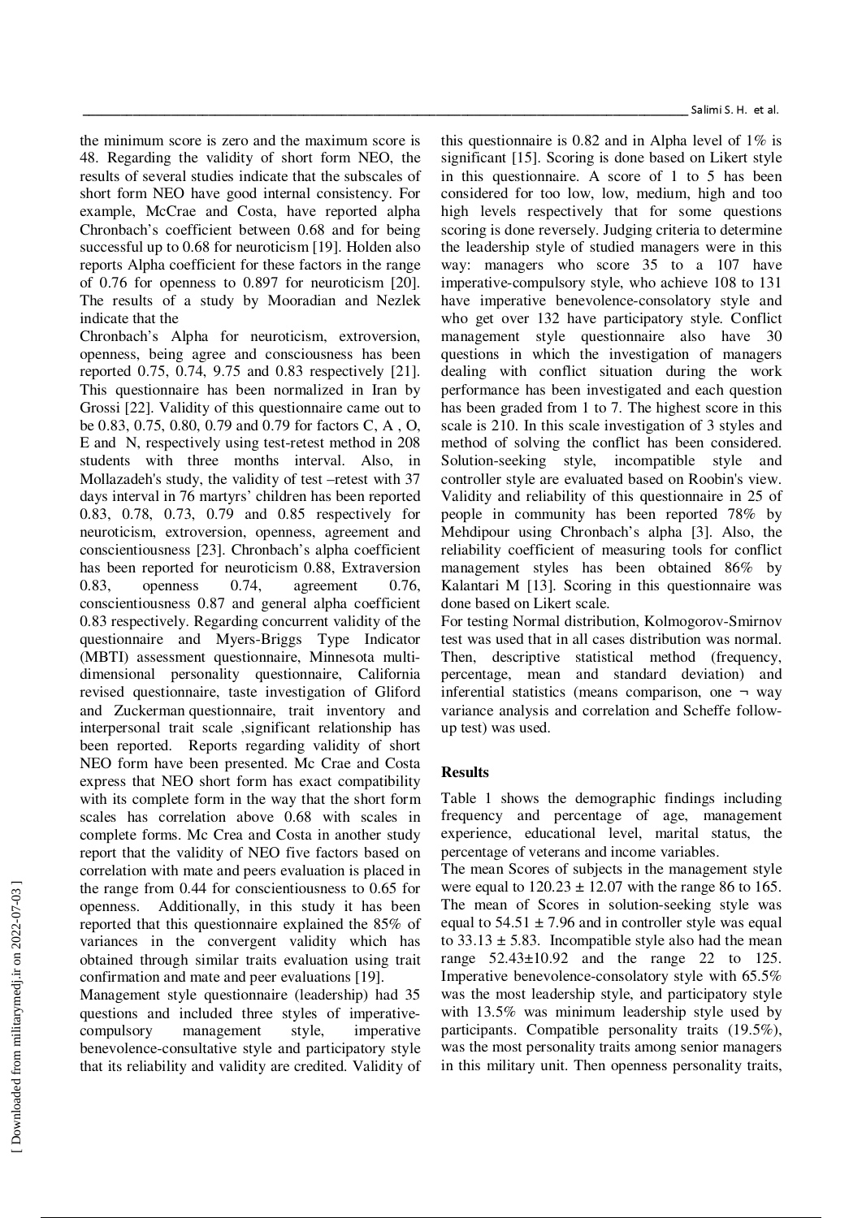the minimum score is zero and the maximum score is 48. Regarding the validity of short form NEO, the results of several studies indicate that the subscales of short form NEO have good internal consistency. For example, McCrae and Costa, have reported alpha Chronbach's coefficient between 0.68 and for being successful up to 0.68 for neuroticism [19]. Holden also reports Alpha coefficient for these factors in the range of 0.76 for openness to 0.897 for neuroticism [20]. The results of a study by Mooradian and Nezlek indicate that the Chronbach's Alpha for neuroticism, extroversion, openness, being agree and consciousness has been reported 0.75, 0.74, 9.75 and 0.83 respectively [21]. This questionnaire has been normalized in Iran by Grossi [22]. Validity of this questionnaire came out to be 0.83, 0.75, 0.80, 0.79 and 0.79 for factors C, A , O, E and N, respectively using test-retest method in 208 students with three months interval. Also, in Mollazadeh's study, the validity of test –retest with 37 days interval in 76 martyrs' children has been reported 0.83, 0.78, 0.73, 0.79 and 0.85 respectively for neuroticism, extroversion, openness, agreement and conscientiousness [23]. Chronbach's alpha coefficient has been reported for neuroticism 0.88, Extraversion 0.83, openness 0.74, agreement 0.76, conscientiousness 0.87 and general alpha coefficient 0.83 respectively. Regarding concurrent validity of the questionnaire and Myers-Briggs Type Indicator (MBTI) assessment questionnaire, Minnesota multi-dimensional personality questionnaire, California revised questionnaire, taste investigation of Gliford and Zuckerman questionnaire, trait inventory and interpersonal trait scale ,significant relationship has been reported. Reports regarding validity of short NEO form have been presented. Mc Crae and Costa express that NEO short form has exact compatibility with its complete form in the way that the short form scales has correlation above 0.68 with scales in complete forms. Mc Crea and Costa in another study report that the validity of NEO five factors based on correlation with mate and peers evaluation is placed in the range from 0.44 for conscientiousness to 0.65 for openness. Additionally, in this study it has been reported that this questionnaire explained the 85% of variances in the convergent validity which has obtained through similar traits evaluation using trait confirmation and mate and peer evaluations [19].

Management style questionnaire (leadership) had 35 questions and included three styles of imperative-compulsory management style, imperative benevolence-consultative style and participatory style that its reliability and validity are credited. Validity of this questionnaire is 0.82 and in Alpha level of 1% is significant [15]. Scoring is done based on Likert style in this questionnaire. A score of 1 to 5 has been considered for too low, low, medium, high and too high levels respectively that for some questions scoring is done reversely. Judging criteria to determine the leadership style of studied managers were in this way: managers who score 35 to a 107 have imperative-compulsory style, who achieve 108 to 131 have imperative benevolence-consolatory style and who get over 132 have participatory style. Conflict management style questionnaire also have 30 questions in which the investigation of managers dealing with conflict situation during the work performance has been investigated and each question has been graded from 1 to 7. The highest score in this scale is 210. In this scale investigation of 3 styles and method of solving the conflict has been considered. Solution-seeking style, incompatible style and controller style are evaluated based on Roobin's view. Validity and reliability of this questionnaire in 25 of people in community has been reported 78% by Mehdipour using Chronbach's alpha [3]. Also, the reliability coefficient of measuring tools for conflict management styles has been obtained 86% by Kalantari M [13]. Scoring in this questionnaire was done based on Likert scale.

For testing Normal distribution, Kolmogorov-Smirnov test was used that in all cases distribution was normal. Then, descriptive statistical method (frequency, percentage, mean and standard deviation) and inferential statistics (means comparison, one ¬ way variance analysis and correlation and Scheffe follow-up test) was used.

## Results

Table 1 shows the demographic findings including frequency and percentage of age, management experience, educational level, marital status, the percentage of veterans and income variables.

The mean Scores of subjects in the management style were equal to $120.23 \pm 12.07$ with the range 86 to 165. The mean of Scores in solution-seeking style was equal to $54.51 \pm 7.96$ and in controller style was equal to $33.13 \pm 5.83$. Incompatible style also had the mean range $52.43 \pm 10.92$ and the range 22 to 125. Imperative benevolence-consolatory style with 65.5% was the most leadership style, and participatory style with 13.5% was minimum leadership style used by participants. Compatible personality traits (19.5%), was the most personality traits among senior managers in this military unit. Then openness personality traits,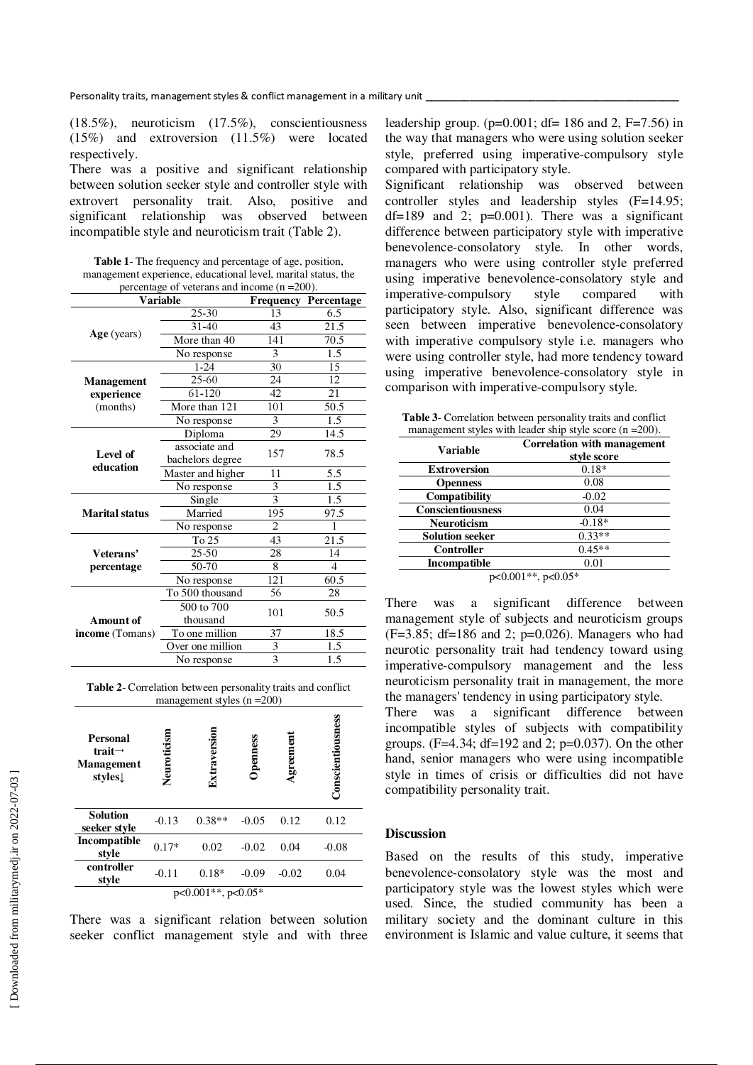(18.5%), neuroticism (17.5%), conscientiousness (15%) and extroversion (11.5%) were located respectively.

There was a positive and significant relationship between solution seeker style and controller style with extrovert personality trait. Also, positive and significant relationship was observed between incompatible style and neuroticism trait (Table 2).

**Table 1**- The frequency and percentage of age, position, management experience, educational level, marital status, the percentage of veterans and income (n =200).

| Variable | | Frequency | Percentage |
|---|---|---|---|
| **Age** (years) | 25-30 | 13 | 6.5 |
| | 31-40 | 43 | 21.5 |
| | More than 40 | 141 | 70.5 |
| | No response | 3 | 1.5 |
| **Management experience** (months) | 1-24 | 30 | 15 |
| | 25-60 | 24 | 12 |
| | 61-120 | 42 | 21 |
| | More than 121 | 101 | 50.5 |
| | No response | 3 | 1.5 |
| **Level of education** | Diploma | 29 | 14.5 |
| | associate and bachelors degree | 157 | 78.5 |
| | Master and higher | 11 | 5.5 |
| | No response | 3 | 1.5 |
| **Marital status** | Single | 3 | 1.5 |
| | Married | 195 | 97.5 |
| | No response | 2 | 1 |
| **Veterans' percentage** | To 25 | 43 | 21.5 |
| | 25-50 | 28 | 14 |
| | 50-70 | 8 | 4 |
| | No response | 121 | 60.5 |
| **Amount of income** (Tomans) | To 500 thousand | 56 | 28 |
| | 500 to 700 thousand | 101 | 50.5 |
| | To one million | 37 | 18.5 |
| | Over one million | 3 | 1.5 |
| | No response | 3 | 1.5 |

**Table 2**- Correlation between personality traits and conflict management styles (n =200)

| Personal trait→ Management styles↓ | Neuroticism | Extraversion | Openness | Agreement | Conscientiousness |
|---|---|---|---|---|---|
| **Solution seeker style** | -0.13 | 0.38** | -0.05 | 0.12 | 0.12 |
| **Incompatible style** | 0.17* | 0.02 | -0.02 | 0.04 | -0.08 |
| **controller style** | -0.11 | 0.18* | -0.09 | -0.02 | 0.04 |

p<0.001**, p<0.05*

There was a significant relation between solution seeker conflict management style and with three leadership group. (p=0.001; df= 186 and 2, F=7.56) in the way that managers who were using solution seeker style, preferred using imperative-compulsory style compared with participatory style.

Significant relationship was observed between controller styles and leadership styles (F=14.95; df=189 and 2; p=0.001). There was a significant difference between participatory style with imperative benevolence-consolatory style. In other words, managers who were using controller style preferred using imperative benevolence-consolatory style and imperative-compulsory style compared with participatory style. Also, significant difference was seen between imperative benevolence-consolatory with imperative compulsory style i.e. managers who were using controller style, had more tendency toward using imperative benevolence-consolatory style in comparison with imperative-compulsory style.

**Table 3**- Correlation between personality traits and conflict management styles with leader ship style score (n =200).

| Variable | Correlation with management style score |
|---|---|
| **Extroversion** | 0.18* |
| **Openness** | 0.08 |
| **Compatibility** | -0.02 |
| **Conscientiousness** | 0.04 |
| **Neuroticism** | -0.18* |
| **Solution seeker** | 0.33** |
| **Controller** | 0.45** |
| **Incompatible** | 0.01 |

p<0.001**, p<0.05*

There was a significant difference between management style of subjects and neuroticism groups (F=3.85; df=186 and 2; p=0.026). Managers who had neurotic personality trait had tendency toward using imperative-compulsory management and the less neuroticism personality trait in management, the more the managers' tendency in using participatory style.

There was a significant difference between incompatible styles of subjects with compatibility groups. (F=4.34; df=192 and 2; p=0.037). On the other hand, senior managers who were using incompatible style in times of crisis or difficulties did not have compatibility personality trait.

## Discussion

Based on the results of this study, imperative benevolence-consolatory style was the most and participatory style was the lowest styles which were used. Since, the studied community has been a military society and the dominant culture in this environment is Islamic and value culture, it seems that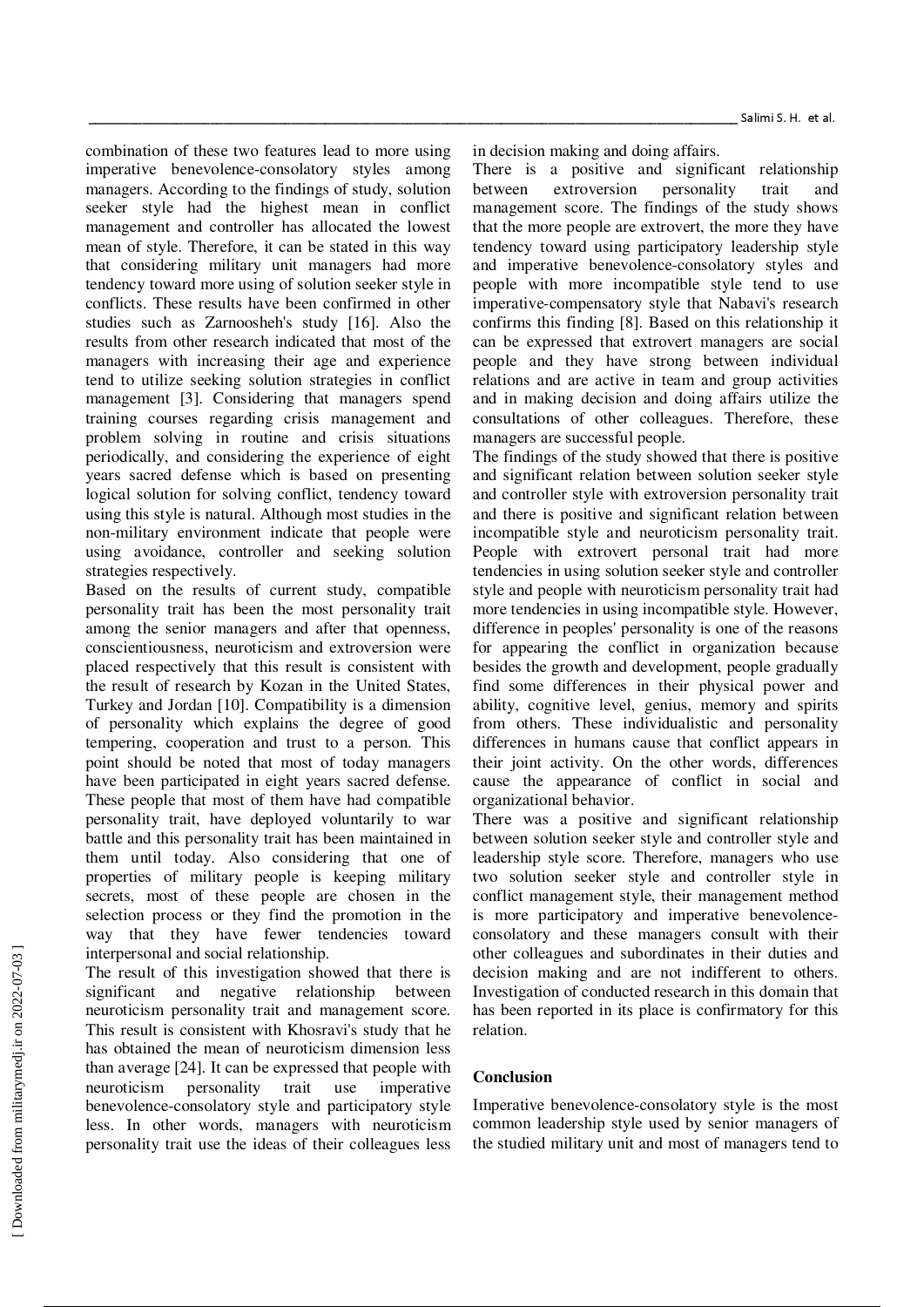combination of these two features lead to more using imperative benevolence-consolatory styles among managers. According to the findings of study, solution seeker style had the highest mean in conflict management and controller has allocated the lowest mean of style. Therefore, it can be stated in this way that considering military unit managers had more tendency toward more using of solution seeker style in conflicts. These results have been confirmed in other studies such as Zarnoosheh's study [16]. Also the results from other research indicated that most of the managers with increasing their age and experience tend to utilize seeking solution strategies in conflict management [3]. Considering that managers spend training courses regarding crisis management and problem solving in routine and crisis situations periodically, and considering the experience of eight years sacred defense which is based on presenting logical solution for solving conflict, tendency toward using this style is natural. Although most studies in the non-military environment indicate that people were using avoidance, controller and seeking solution strategies respectively.

Based on the results of current study, compatible personality trait has been the most personality trait among the senior managers and after that openness, conscientiousness, neuroticism and extroversion were placed respectively that this result is consistent with the result of research by Kozan in the United States, Turkey and Jordan [10]. Compatibility is a dimension of personality which explains the degree of good tempering, cooperation and trust to a person. This point should be noted that most of today managers have been participated in eight years sacred defense. These people that most of them have had compatible personality trait, have deployed voluntarily to war battle and this personality trait has been maintained in them until today. Also considering that one of properties of military people is keeping military secrets, most of these people are chosen in the selection process or they find the promotion in the way that they have fewer tendencies toward interpersonal and social relationship.

The result of this investigation showed that there is significant and negative relationship between neuroticism personality trait and management score. This result is consistent with Khosravi's study that he has obtained the mean of neuroticism dimension less than average [24]. It can be expressed that people with neuroticism personality trait use imperative benevolence-consolatory style and participatory style less. In other words, managers with neuroticism personality trait use the ideas of their colleagues less in decision making and doing affairs.

There is a positive and significant relationship between extroversion personality trait and management score. The findings of the study shows that the more people are extrovert, the more they have tendency toward using participatory leadership style and imperative benevolence-consolatory styles and people with more incompatible style tend to use imperative-compensatory style that Nabavi's research confirms this finding [8]. Based on this relationship it can be expressed that extrovert managers are social people and they have strong between individual relations and are active in team and group activities and in making decision and doing affairs utilize the consultations of other colleagues. Therefore, these managers are successful people.

The findings of the study showed that there is positive and significant relation between solution seeker style and controller style with extroversion personality trait and there is positive and significant relation between incompatible style and neuroticism personality trait. People with extrovert personal trait had more tendencies in using solution seeker style and controller style and people with neuroticism personality trait had more tendencies in using incompatible style. However, difference in peoples' personality is one of the reasons for appearing the conflict in organization because besides the growth and development, people gradually find some differences in their physical power and ability, cognitive level, genius, memory and spirits from others. These individualistic and personality differences in humans cause that conflict appears in their joint activity. On the other words, differences cause the appearance of conflict in social and organizational behavior.

There was a positive and significant relationship between solution seeker style and controller style and leadership style score. Therefore, managers who use two solution seeker style and controller style in conflict management style, their management method is more participatory and imperative benevolence-consolatory and these managers consult with their other colleagues and subordinates in their duties and decision making and are not indifferent to others. Investigation of conducted research in this domain that has been reported in its place is confirmatory for this relation.

## Conclusion

Imperative benevolence-consolatory style is the most common leadership style used by senior managers of the studied military unit and most of managers tend to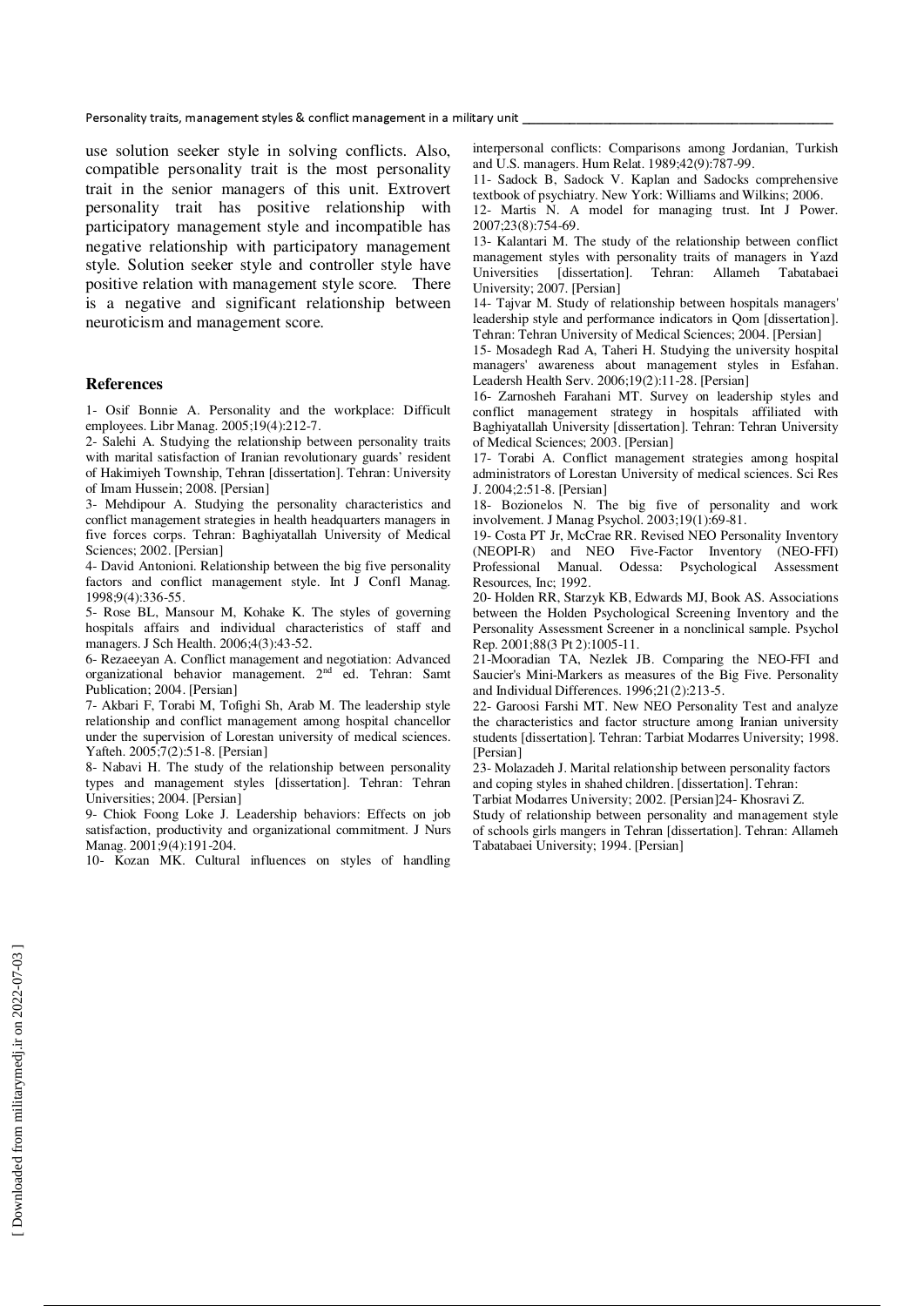use solution seeker style in solving conflicts. Also, compatible personality trait is the most personality trait in the senior managers of this unit. Extrovert personality trait has positive relationship with participatory management style and incompatible has negative relationship with participatory management style. Solution seeker style and controller style have positive relation with management style score. There is a negative and significant relationship between neuroticism and management score.

### References

1- Osif Bonnie A. Personality and the workplace: Difficult employees. Libr Manag. 2005;19(4):212-7.

2- Salehi A. Studying the relationship between personality traits with marital satisfaction of Iranian revolutionary guards' resident of Hakimiyeh Township, Tehran [dissertation]. Tehran: University of Imam Hussein; 2008. [Persian]

3- Mehdipour A. Studying the personality characteristics and conflict management strategies in health headquarters managers in five forces corps. Tehran: Baghiyatallah University of Medical Sciences; 2002. [Persian]

4- David Antonioni. Relationship between the big five personality factors and conflict management style. Int J Confl Manag. 1998;9(4):336-55.

5- Rose BL, Mansour M, Kohake K. The styles of governing hospitals affairs and individual characteristics of staff and managers. J Sch Health. 2006;4(3):43-52.

6- Rezaeeyan A. Conflict management and negotiation: Advanced organizational behavior management. 2nd ed. Tehran: Samt Publication; 2004. [Persian]

7- Akbari F, Torabi M, Tofighi Sh, Arab M. The leadership style relationship and conflict management among hospital chancellor under the supervision of Lorestan university of medical sciences. Yafteh. 2005;7(2):51-8. [Persian]

8- Nabavi H. The study of the relationship between personality types and management styles [dissertation]. Tehran: Tehran Universities; 2004. [Persian]

9- Chiok Foong Loke J. Leadership behaviors: Effects on job satisfaction, productivity and organizational commitment. J Nurs Manag. 2001;9(4):191-204.

10- Kozan MK. Cultural influences on styles of handling interpersonal conflicts: Comparisons among Jordanian, Turkish and U.S. managers. Hum Relat. 1989;42(9):787-99.

11- Sadock B, Sadock V. Kaplan and Sadocks comprehensive textbook of psychiatry. New York: Williams and Wilkins; 2006.

12- Martis N. A model for managing trust. Int J Power. 2007;23(8):754-69.

13- Kalantari M. The study of the relationship between conflict management styles with personality traits of managers in Yazd Universities [dissertation]. Tehran: Allameh Tabatabaei University; 2007. [Persian]

14- Tajvar M. Study of relationship between hospitals managers' leadership style and performance indicators in Qom [dissertation]. Tehran: Tehran University of Medical Sciences; 2004. [Persian]

15- Mosadegh Rad A, Taheri H. Studying the university hospital managers' awareness about management styles in Esfahan. Leadersh Health Serv. 2006;19(2):11-28. [Persian]

16- Zarnosheh Farahani MT. Survey on leadership styles and conflict management strategy in hospitals affiliated with Baghiyatallah University [dissertation]. Tehran: Tehran University of Medical Sciences; 2003. [Persian]

17- Torabi A. Conflict management strategies among hospital administrators of Lorestan University of medical sciences. Sci Res J. 2004;2:51-8. [Persian]

18- Bozionelos N. The big five of personality and work involvement. J Manag Psychol. 2003;19(1):69-81.

19- Costa PT Jr, McCrae RR. Revised NEO Personality Inventory (NEOPI-R) and NEO Five-Factor Inventory (NEO-FFI) Professional Manual. Odessa: Psychological Assessment Resources, Inc; 1992.

20- Holden RR, Starzyk KB, Edwards MJ, Book AS. Associations between the Holden Psychological Screening Inventory and the Personality Assessment Screener in a nonclinical sample. Psychol Rep. 2001;88(3 Pt 2):1005-11.

21-Mooradian TA, Nezlek JB. Comparing the NEO-FFI and Saucier's Mini-Markers as measures of the Big Five. Personality and Individual Differences. 1996;21(2):213-5.

22- Garoosi Farshi MT. New NEO Personality Test and analyze the characteristics and factor structure among Iranian university students [dissertation]. Tehran: Tarbiat Modarres University; 1998. [Persian]

23- Molazadeh J. Marital relationship between personality factors and coping styles in shahed children. [dissertation]. Tehran: Tarbiat Modarres University; 2002. [Persian]

24- Khosravi Z. Study of relationship between personality and management style of schools girls mangers in Tehran [dissertation]. Tehran: Allameh Tabatabaei University; 1994. [Persian]